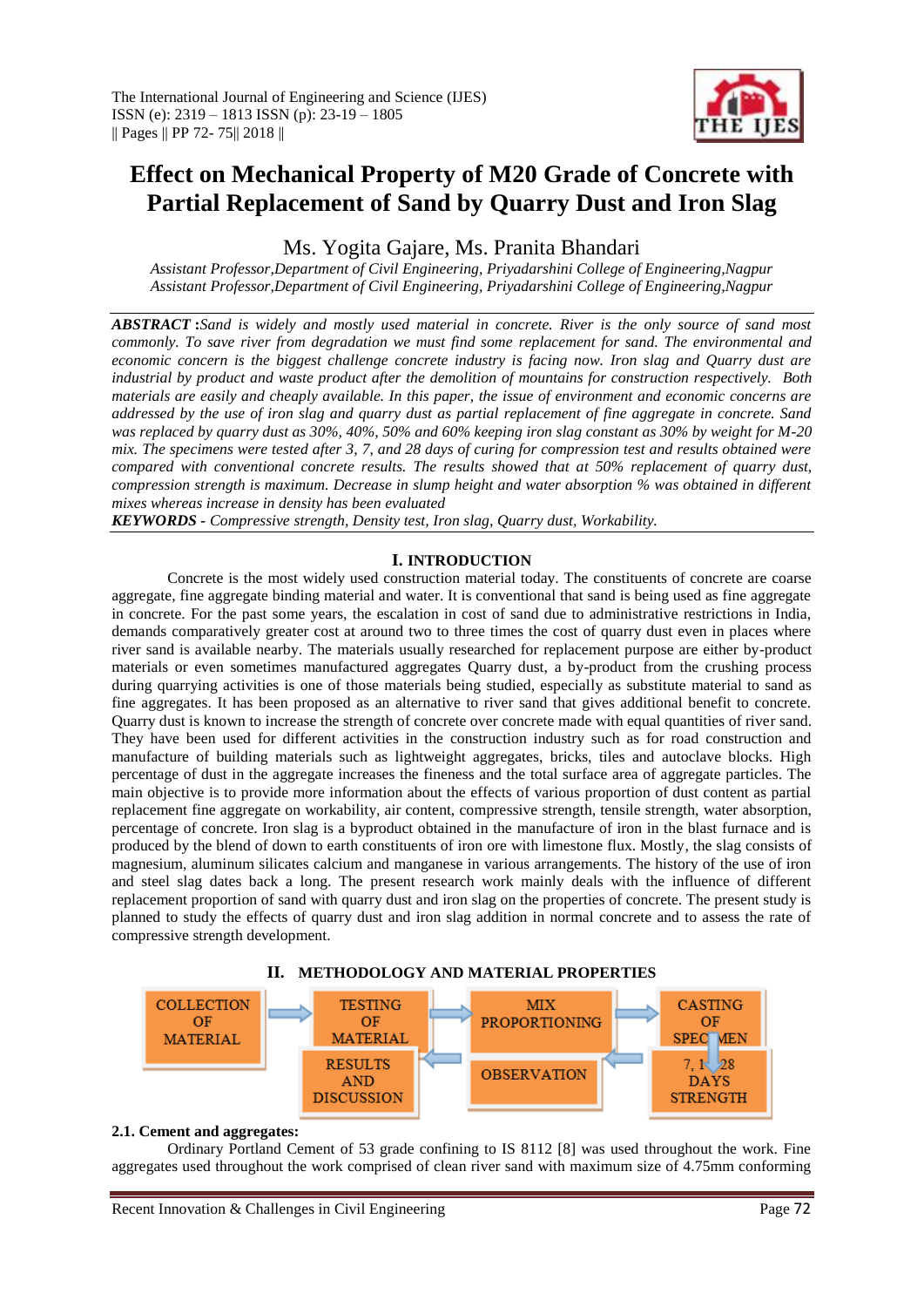# Effect on Mechanical Property of M20 Grade of Concrete with Partial Replacement of Sand by Quarry Dust and Iron Slag

Ms. Yogita Gajare, Ms. Pranita Bhandari

*Assistant Professor,Department of Civil Engineering, Priyadarshini College of Engineering,Nagpur*
*Assistant Professor,Department of Civil Engineering, Priyadarshini College of Engineering,Nagpur*

***ABSTRACT*** **:***Sand is widely and mostly used material in concrete. River is the only source of sand most commonly. To save river from degradation we must find some replacement for sand. The environmental and economic concern is the biggest challenge concrete industry is facing now. Iron slag and Quarry dust are industrial by product and waste product after the demolition of mountains for construction respectively. Both materials are easily and cheaply available. In this paper, the issue of environment and economic concerns are addressed by the use of iron slag and quarry dust as partial replacement of fine aggregate in concrete. Sand was replaced by quarry dust as 30%, 40%, 50% and 60% keeping iron slag constant as 30% by weight for M-20 mix. The specimens were tested after 3, 7, and 28 days of curing for compression test and results obtained were compared with conventional concrete results. The results showed that at 50% replacement of quarry dust, compression strength is maximum. Decrease in slump height and water absorption % was obtained in different mixes whereas increase in density has been evaluated*

***KEYWORDS*** *- Compressive strength, Density test, Iron slag, Quarry dust, Workability.*

## I. INTRODUCTION

Concrete is the most widely used construction material today. The constituents of concrete are coarse aggregate, fine aggregate binding material and water. It is conventional that sand is being used as fine aggregate in concrete. For the past some years, the escalation in cost of sand due to administrative restrictions in India, demands comparatively greater cost at around two to three times the cost of quarry dust even in places where river sand is available nearby. The materials usually researched for replacement purpose are either by-product materials or even sometimes manufactured aggregates Quarry dust, a by-product from the crushing process during quarrying activities is one of those materials being studied, especially as substitute material to sand as fine aggregates. It has been proposed as an alternative to river sand that gives additional benefit to concrete. Quarry dust is known to increase the strength of concrete over concrete made with equal quantities of river sand. They have been used for different activities in the construction industry such as for road construction and manufacture of building materials such as lightweight aggregates, bricks, tiles and autoclave blocks. High percentage of dust in the aggregate increases the fineness and the total surface area of aggregate particles. The main objective is to provide more information about the effects of various proportion of dust content as partial replacement fine aggregate on workability, air content, compressive strength, tensile strength, water absorption, percentage of concrete. Iron slag is a byproduct obtained in the manufacture of iron in the blast furnace and is produced by the blend of down to earth constituents of iron ore with limestone flux. Mostly, the slag consists of magnesium, aluminum silicates calcium and manganese in various arrangements. The history of the use of iron and steel slag dates back a long. The present research work mainly deals with the influence of different replacement proportion of sand with quarry dust and iron slag on the properties of concrete. The present study is planned to study the effects of quarry dust and iron slag addition in normal concrete and to assess the rate of compressive strength development.

## II. METHODOLOGY AND MATERIAL PROPERTIES

COLLECTION OF MATERIAL → TESTING OF MATERIAL → MIX PROPORTIONING → CASTING OF SPECIMEN → 7, 14, 28 DAYS STRENGTH → OBSERVATION → RESULTS AND DISCUSSION

### 2.1. Cement and aggregates:

Ordinary Portland Cement of 53 grade confining to IS 8112 [8] was used throughout the work. Fine aggregates used throughout the work comprised of clean river sand with maximum size of 4.75mm conforming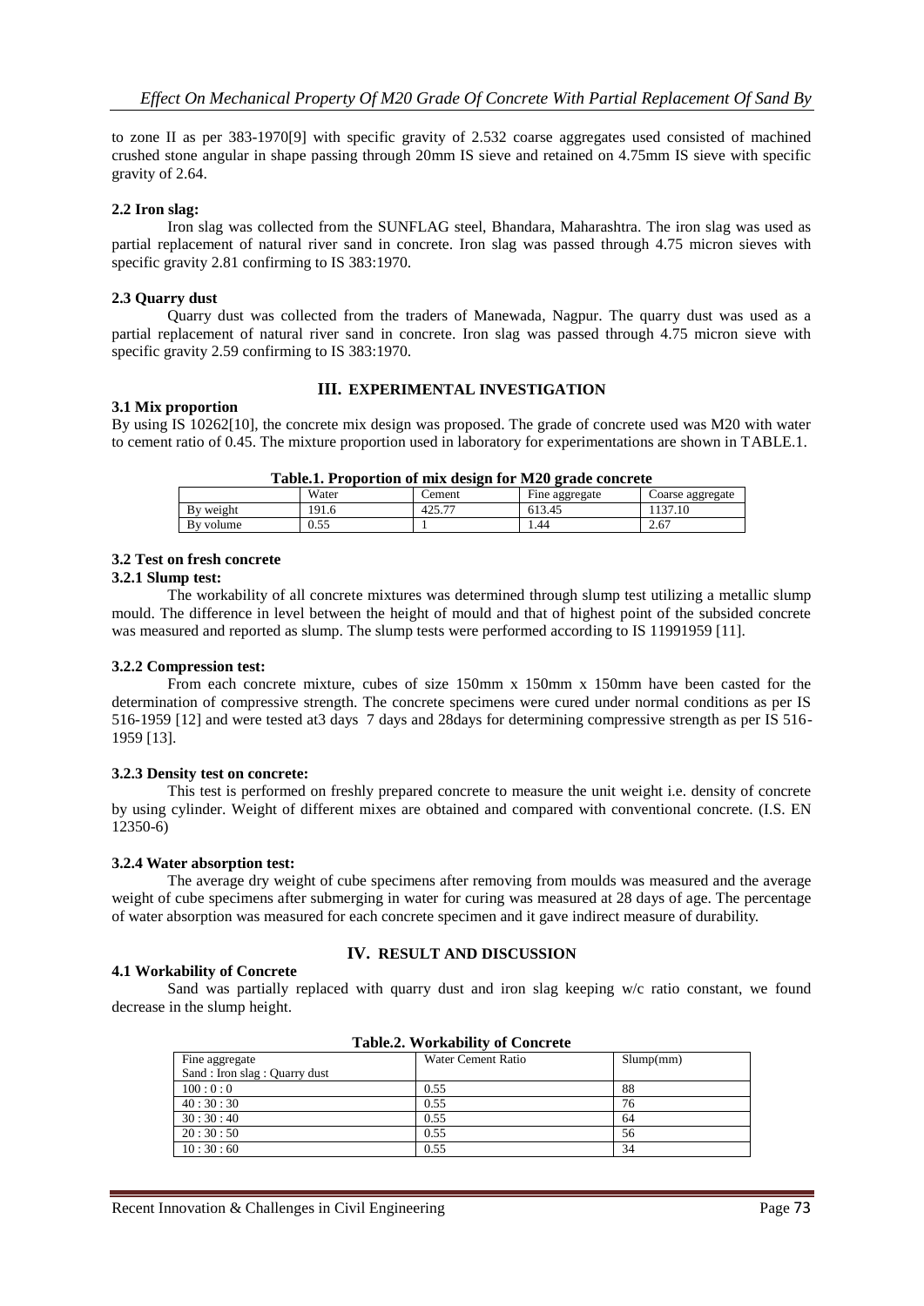to zone II as per 383-1970[9] with specific gravity of 2.532 coarse aggregates used consisted of machined crushed stone angular in shape passing through 20mm IS sieve and retained on 4.75mm IS sieve with specific gravity of 2.64.

### 2.2 Iron slag:

Iron slag was collected from the SUNFLAG steel, Bhandara, Maharashtra. The iron slag was used as partial replacement of natural river sand in concrete. Iron slag was passed through 4.75 micron sieves with specific gravity 2.81 confirming to IS 383:1970.

### 2.3 Quarry dust

Quarry dust was collected from the traders of Manewada, Nagpur. The quarry dust was used as a partial replacement of natural river sand in concrete. Iron slag was passed through 4.75 micron sieve with specific gravity 2.59 confirming to IS 383:1970.

## III. EXPERIMENTAL INVESTIGATION

### 3.1 Mix proportion

By using IS 10262[10], the concrete mix design was proposed. The grade of concrete used was M20 with water to cement ratio of 0.45. The mixture proportion used in laboratory for experimentations are shown in TABLE.1.

**Table.1. Proportion of mix design for M20 grade concrete**

| | Water | Cement | Fine aggregate | Coarse aggregate |
|---|---|---|---|---|
| By weight | 191.6 | 425.77 | 613.45 | 1137.10 |
| By volume | 0.55 | 1 | 1.44 | 2.67 |

### 3.2 Test on fresh concrete

#### 3.2.1 Slump test:

The workability of all concrete mixtures was determined through slump test utilizing a metallic slump mould. The difference in level between the height of mould and that of highest point of the subsided concrete was measured and reported as slump. The slump tests were performed according to IS 11991959 [11].

#### 3.2.2 Compression test:

From each concrete mixture, cubes of size 150mm x 150mm x 150mm have been casted for the determination of compressive strength. The concrete specimens were cured under normal conditions as per IS 516-1959 [12] and were tested at3 days 7 days and 28days for determining compressive strength as per IS 516-1959 [13].

#### 3.2.3 Density test on concrete:

This test is performed on freshly prepared concrete to measure the unit weight i.e. density of concrete by using cylinder. Weight of different mixes are obtained and compared with conventional concrete. (I.S. EN 12350-6)

#### 3.2.4 Water absorption test:

The average dry weight of cube specimens after removing from moulds was measured and the average weight of cube specimens after submerging in water for curing was measured at 28 days of age. The percentage of water absorption was measured for each concrete specimen and it gave indirect measure of durability.

## IV. RESULT AND DISCUSSION

### 4.1 Workability of Concrete

Sand was partially replaced with quarry dust and iron slag keeping w/c ratio constant, we found decrease in the slump height.

**Table.2. Workability of Concrete**

| Fine aggregate Sand : Iron slag : Quarry dust | Water Cement Ratio | Slump(mm) |
|---|---|---|
| 100 : 0 : 0 | 0.55 | 88 |
| 40 : 30 : 30 | 0.55 | 76 |
| 30 : 30 : 40 | 0.55 | 64 |
| 20 : 30 : 50 | 0.55 | 56 |
| 10 : 30 : 60 | 0.55 | 34 |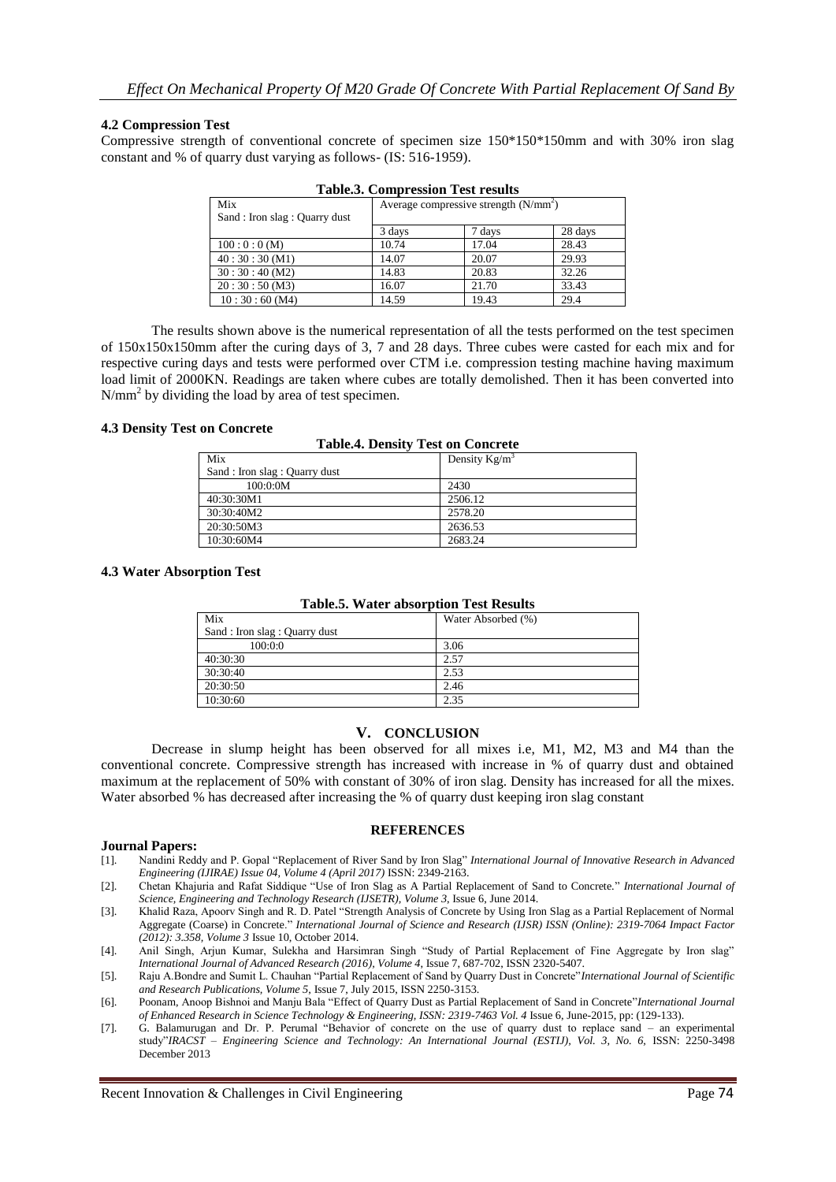### 4.2 Compression Test

Compressive strength of conventional concrete of specimen size 150*150*150mm and with 30% iron slag constant and % of quarry dust varying as follows- (IS: 516-1959).

**Table.3. Compression Test results**

| Mix<br>Sand : Iron slag : Quarry dust | Average compressive strength ($N/mm^2$) | | |
|---|---|---|---|
| | 3 days | 7 days | 28 days |
| 100 : 0 : 0 (M) | 10.74 | 17.04 | 28.43 |
| 40 : 30 : 30 (M1) | 14.07 | 20.07 | 29.93 |
| 30 : 30 : 40 (M2) | 14.83 | 20.83 | 32.26 |
| 20 : 30 : 50 (M3) | 16.07 | 21.70 | 33.43 |
| 10 : 30 : 60 (M4) | 14.59 | 19.43 | 29.4 |

The results shown above is the numerical representation of all the tests performed on the test specimen of 150x150x150mm after the curing days of 3, 7 and 28 days. Three cubes were casted for each mix and for respective curing days and tests were performed over CTM i.e. compression testing machine having maximum load limit of 2000KN. Readings are taken where cubes are totally demolished. Then it has been converted into $N/mm^2$ by dividing the load by area of test specimen.

### 4.3 Density Test on Concrete

**Table.4. Density Test on Concrete**

| Mix<br>Sand : Iron slag : Quarry dust | Density $Kg/m^3$ |
|---|---|
| 100:0:0M | 2430 |
| 40:30:30M1 | 2506.12 |
| 30:30:40M2 | 2578.20 |
| 20:30:50M3 | 2636.53 |
| 10:30:60M4 | 2683.24 |

### 4.3 Water Absorption Test

**Table.5. Water absorption Test Results**

| Mix<br>Sand : Iron slag : Quarry dust | Water Absorbed (%) |
|---|---|
| 100:0:0 | 3.06 |
| 40:30:30 | 2.57 |
| 30:30:40 | 2.53 |
| 20:30:50 | 2.46 |
| 10:30:60 | 2.35 |

## V. CONCLUSION

Decrease in slump height has been observed for all mixes i.e, M1, M2, M3 and M4 than the conventional concrete. Compressive strength has increased with increase in % of quarry dust and obtained maximum at the replacement of 50% with constant of 30% of iron slag. Density has increased for all the mixes. Water absorbed % has decreased after increasing the % of quarry dust keeping iron slag constant

## REFERENCES

**Journal Papers:**

[1]. Nandini Reddy and P. Gopal "Replacement of River Sand by Iron Slag" *International Journal of Innovative Research in Advanced Engineering (IJIRAE) Issue 04, Volume 4 (April 2017)* ISSN: 2349-2163.

[2]. Chetan Khajuria and Rafat Siddique "Use of Iron Slag as A Partial Replacement of Sand to Concrete." *International Journal of Science, Engineering and Technology Research (IJSETR), Volume 3,* Issue 6, June 2014.

[3]. Khalid Raza, Apoorv Singh and R. D. Patel "Strength Analysis of Concrete by Using Iron Slag as a Partial Replacement of Normal Aggregate (Coarse) in Concrete." *International Journal of Science and Research (IJSR) ISSN (Online): 2319-7064 Impact Factor (2012): 3.358, Volume 3* Issue 10, October 2014.

[4]. Anil Singh, Arjun Kumar, Sulekha and Harsimran Singh "Study of Partial Replacement of Fine Aggregate by Iron slag" *International Journal of Advanced Research (2016), Volume 4,* Issue 7, 687-702, ISSN 2320-5407.

[5]. Raju A.Bondre and Sumit L. Chauhan "Partial Replacement of Sand by Quarry Dust in Concrete"*International Journal of Scientific and Research Publications, Volume 5,* Issue 7, July 2015, ISSN 2250-3153.

[6]. Poonam, Anoop Bishnoi and Manju Bala "Effect of Quarry Dust as Partial Replacement of Sand in Concrete"*International Journal of Enhanced Research in Science Technology & Engineering, ISSN: 2319-7463 Vol. 4* Issue 6, June-2015, pp: (129-133).

[7]. G. Balamurugan and Dr. P. Perumal "Behavior of concrete on the use of quarry dust to replace sand – an experimental study"*IRACST – Engineering Science and Technology: An International Journal (ESTIJ), Vol. 3, No. 6,* ISSN: 2250-3498 December 2013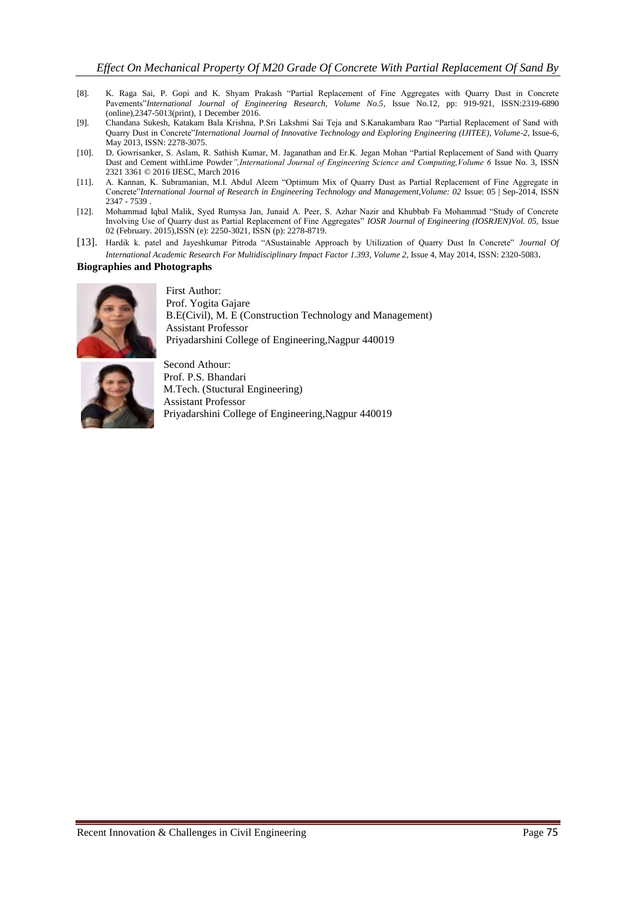[8]. K. Raga Sai, P. Gopi and K. Shyam Prakash "Partial Replacement of Fine Aggregates with Quarry Dust in Concrete Pavements"*International Journal of Engineering Research, Volume No.5,* Issue No.12, pp: 919-921, ISSN:2319-6890 (online),2347-5013(print), 1 December 2016.

[9]. Chandana Sukesh, Katakam Bala Krishna, P.Sri Lakshmi Sai Teja and S.Kanakambara Rao "Partial Replacement of Sand with Quarry Dust in Concrete"*International Journal of Innovative Technology and Exploring Engineering (IJITEE), Volume-2,* Issue-6, May 2013, ISSN: 2278-3075.

[10]. D. Gowrisanker, S. Aslam, R. Sathish Kumar, M. Jaganathan and Er.K. Jegan Mohan "Partial Replacement of Sand with Quarry Dust and Cement withLime Powder*",International Journal of Engineering Science and Computing,Volume 6* Issue No. 3, ISSN 2321 3361 © 2016 IJESC, March 2016

[11]. A. Kannan, K. Subramanian, M.I. Abdul Aleem "Optimum Mix of Quarry Dust as Partial Replacement of Fine Aggregate in Concrete"*International Journal of Research in Engineering Technology and Management,Volume: 02* Issue: 05 | Sep-2014, ISSN 2347 - 7539 .

[12]. Mohammad Iqbal Malik, Syed Rumysa Jan, Junaid A. Peer, S. Azhar Nazir and Khubbab Fa Mohammad "Study of Concrete Involving Use of Quarry dust as Partial Replacement of Fine Aggregates" *IOSR Journal of Engineering (IOSRJEN)Vol. 05,* Issue 02 (February. 2015),ISSN (e): 2250-3021, ISSN (p): 2278-8719.

[13]. Hardik k. patel and Jayeshkumar Pitroda "ASustainable Approach by Utilization of Quarry Dust In Concrete" *Journal Of International Academic Research For Multidisciplinary Impact Factor 1.393, Volume 2,* Issue 4, May 2014, ISSN: 2320-5083.

**Biographies and Photographs**

First Author:
Prof. Yogita Gajare
B.E(Civil), M. E (Construction Technology and Management)
Assistant Professor
Priyadarshini College of Engineering,Nagpur 440019

Second Athour:
Prof. P.S. Bhandari
M.Tech. (Stuctural Engineering)
Assistant Professor
Priyadarshini College of Engineering,Nagpur 440019